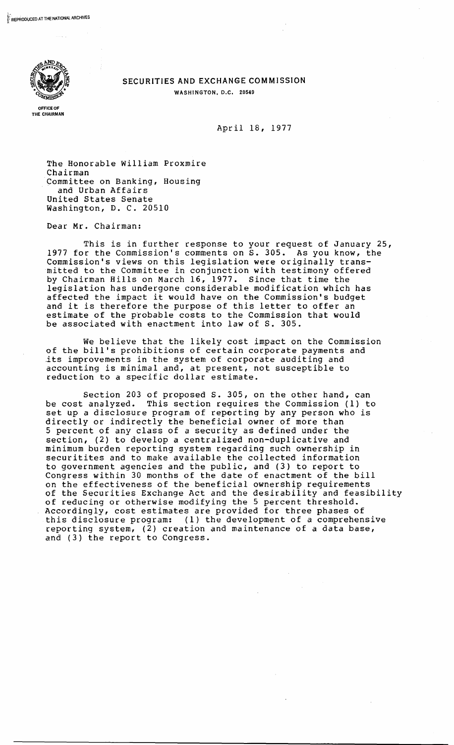REPRODUCED AT THE NATIONAL ARCHIVES

OFFICE OF THE CHAIRMAN

**SECURITIES AND EXCHANGE COMMISSION**

WASHINGTON, D.C. 20549

April 18, 1977

The Honorable William Proxmire
Chairman
Committee on Banking, Housing
and Urban Affairs
United States Senate
Washington, D. C. 20510

Dear Mr. Chairman:

This is in further response to your request of January 25, 1977 for the Commission's comments on S. 305. As you know, the Commission's views on this legislation were originally transmitted to the Committee in conjunction with testimony offered by Chairman Hills on March 16, 1977. Since that time the legislation has undergone considerable modification which has affected the impact it would have on the Commission's budget and it is therefore the purpose of this letter to offer an estimate of the probable costs to the Commission that would be associated with enactment into law of S. 305.

We believe that the likely cost impact on the Commission of the bill's prohibitions of certain corporate payments and its improvements in the system of corporate auditing and accounting is minimal and, at present, not susceptible to reduction to a specific dollar estimate.

Section 203 of proposed S. 305, on the other hand, can be cost analyzed. This section requires the Commission (1) to set up a disclosure program of reporting by any person who is directly or indirectly the beneficial owner of more than 5 percent of any class of a security as defined under the section, (2) to develop a centralized non-duplicative and minimum burden reporting system regarding such ownership in securitites and to make available the collected information to government agencies and the public, and (3) to report to Congress within 30 months of the date of enactment of the bill on the effectiveness of the beneficial ownership requirements of the Securities Exchange Act and the desirability and feasibility of reducing or otherwise modifying the 5 percent threshold. Accordingly, cost estimates are provided for three phases of this disclosure program: (1) the development of a comprehensive reporting system, (2) creation and maintenance of a data base, and (3) the report to Congress.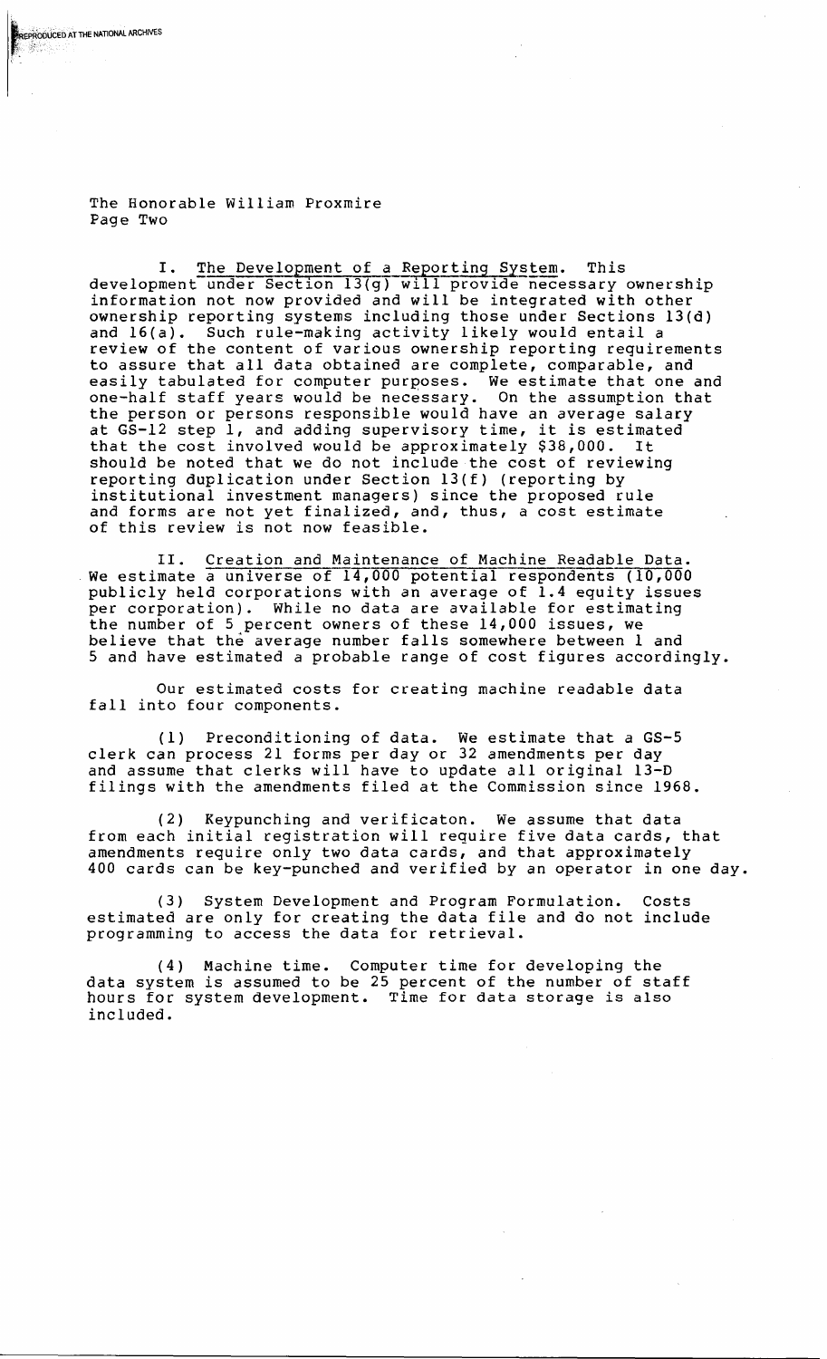The Honorable William Proxmire
Page Two

I. <u>The Development of a Reporting System</u>. This development under Section 13(g) will provide necessary ownership information not now provided and will be integrated with other ownership reporting systems including those under Sections 13(d) and 16(a). Such rule-making activity likely would entail a review of the content of various ownership reporting requirements to assure that all data obtained are complete, comparable, and easily tabulated for computer purposes. We estimate that one and one-half staff years would be necessary. On the assumption that the person or persons responsible would have an average salary at GS-12 step 1, and adding supervisory time, it is estimated that the cost involved would be approximately $38,000. It should be noted that we do not include the cost of reviewing reporting duplication under Section 13(f) (reporting by institutional investment managers) since the proposed rule and forms are not yet finalized, and, thus, a cost estimate of this review is not now feasible.

II. <u>Creation and Maintenance of Machine Readable Data</u>. We estimate a universe of 14,000 potential respondents (10,000 publicly held corporations with an average of 1.4 equity issues per corporation). While no data are available for estimating the number of 5 percent owners of these 14,000 issues, we believe that the average number falls somewhere between 1 and 5 and have estimated a probable range of cost figures accordingly.

Our estimated costs for creating machine readable data fall into four components.

(1) Preconditioning of data. We estimate that a GS-5 clerk can process 21 forms per day or 32 amendments per day and assume that clerks will have to update all original 13-D filings with the amendments filed at the Commission since 1968.

(2) Keypunching and verificaton. We assume that data from each initial registration will require five data cards, that amendments require only two data cards, and that approximately 400 cards can be key-punched and verified by an operator in one day.

(3) System Development and Program Formulation. Costs estimated are only for creating the data file and do not include programming to access the data for retrieval.

(4) Machine time. Computer time for developing the data system is assumed to be 25 percent of the number of staff hours for system development. Time for data storage is also included.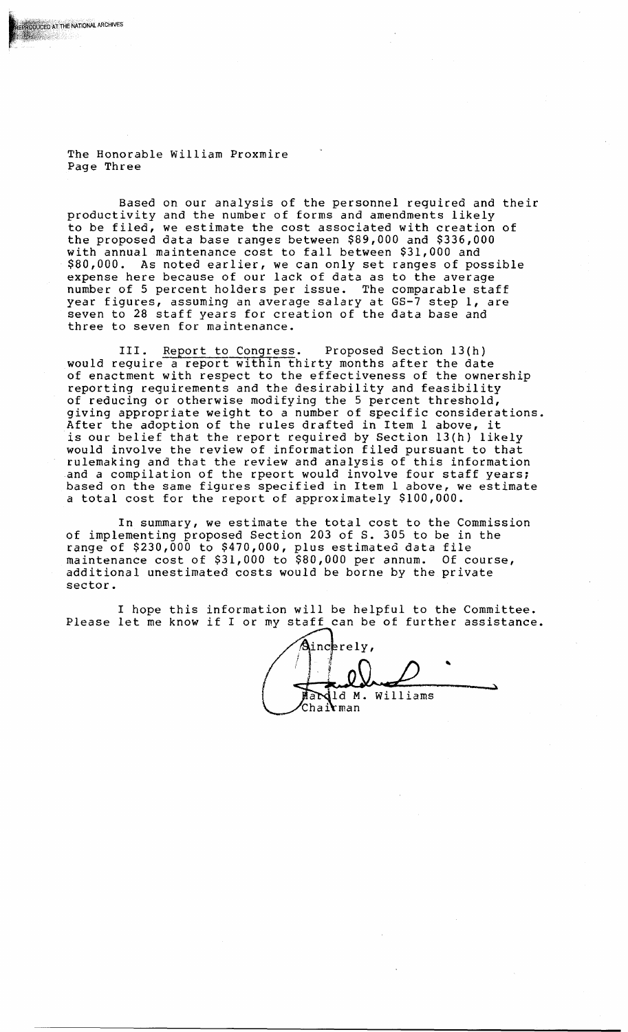The Honorable William Proxmire
Page Three

Based on our analysis of the personnel required and their productivity and the number of forms and amendments likely to be filed, we estimate the cost associated with creation of the proposed data base ranges between $89,000 and $336,000 with annual maintenance cost to fall between $31,000 and $80,000. As noted earlier, we can only set ranges of possible expense here because of our lack of data as to the average number of 5 percent holders per issue. The comparable staff year figures, assuming an average salary at GS-7 step 1, are seven to 28 staff years for creation of the data base and three to seven for maintenance.

III. Report to Congress. Proposed Section 13(h) would require a report within thirty months after the date of enactment with respect to the effectiveness of the ownership reporting requirements and the desirability and feasibility of reducing or otherwise modifying the 5 percent threshold, giving appropriate weight to a number of specific considerations. After the adoption of the rules drafted in Item 1 above, it is our belief that the report required by Section 13(h) likely would involve the review of information filed pursuant to that rulemaking and that the review and analysis of this information and a compilation of the rpeort would involve four staff years; based on the same figures specified in Item 1 above, we estimate a total cost for the report of approximately $100,000.

In summary, we estimate the total cost to the Commission of implementing proposed Section 203 of S. 305 to be in the range of $230,000 to $470,000, plus estimated data file maintenance cost of $31,000 to $80,000 per annum. Of course, additional unestimated costs would be borne by the private sector.

I hope this information will be helpful to the Committee. Please let me know if I or my staff can be of further assistance.

Sincerely,

Harold M. Williams
Chairman